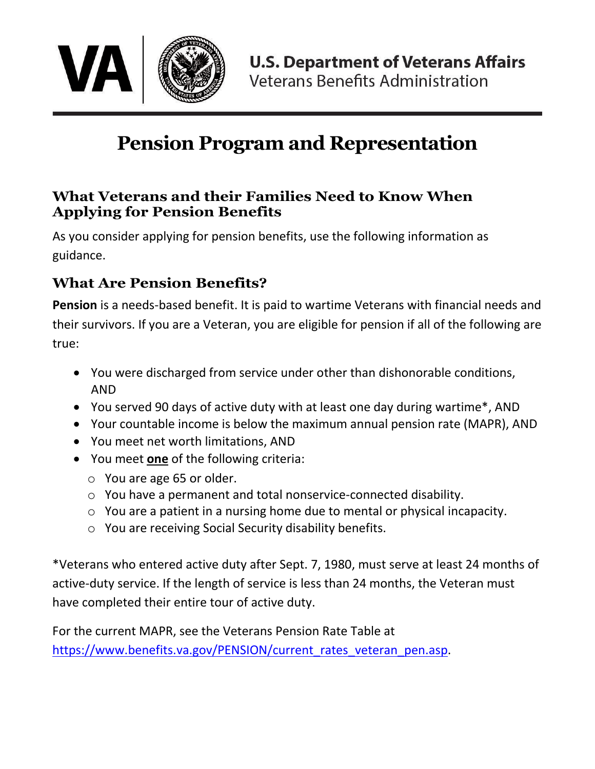U.S. Department of Veterans Affairs
Veterans Benefits Administration

# Pension Program and Representation

## What Veterans and their Families Need to Know When Applying for Pension Benefits

As you consider applying for pension benefits, use the following information as guidance.

## What Are Pension Benefits?

**Pension** is a needs-based benefit. It is paid to wartime Veterans with financial needs and their survivors. If you are a Veteran, you are eligible for pension if all of the following are true:

- You were discharged from service under other than dishonorable conditions, AND
- You served 90 days of active duty with at least one day during wartime*, AND
- Your countable income is below the maximum annual pension rate (MAPR), AND
- You meet net worth limitations, AND
- You meet **one** of the following criteria:
  - You are age 65 or older.
  - You have a permanent and total nonservice-connected disability.
  - You are a patient in a nursing home due to mental or physical incapacity.
  - You are receiving Social Security disability benefits.

*Veterans who entered active duty after Sept. 7, 1980, must serve at least 24 months of active-duty service. If the length of service is less than 24 months, the Veteran must have completed their entire tour of active duty.

For the current MAPR, see the Veterans Pension Rate Table at https://www.benefits.va.gov/PENSION/current_rates_veteran_pen.asp.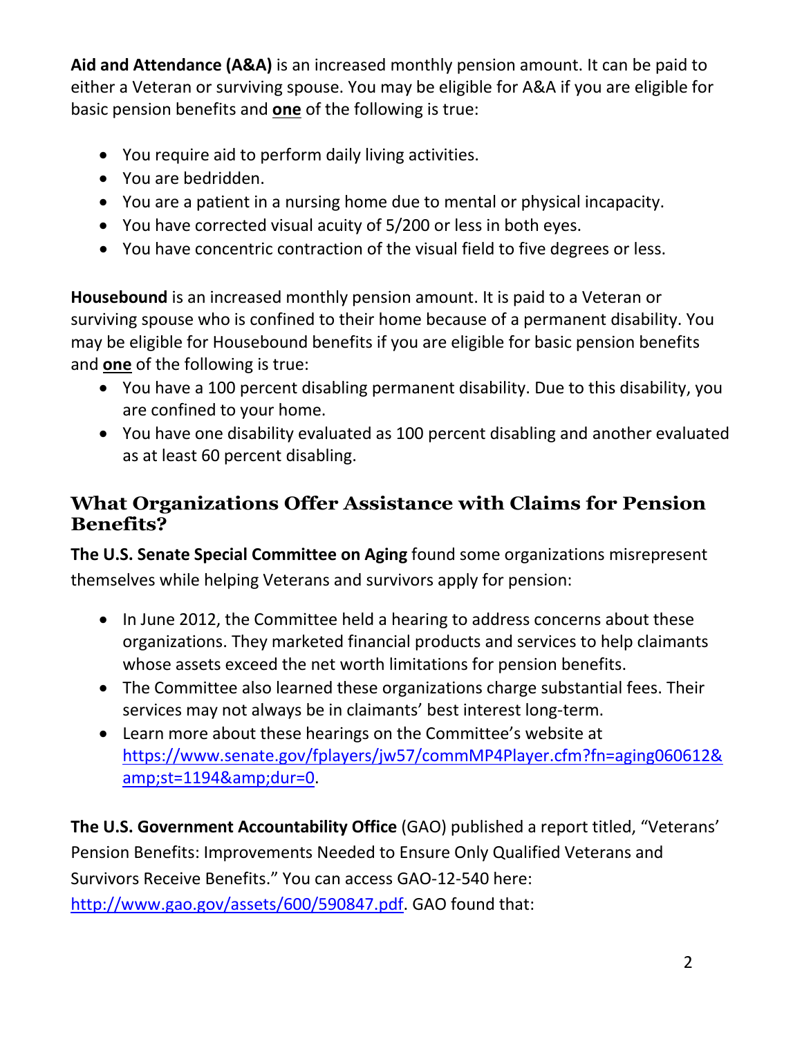**Aid and Attendance (A&A)** is an increased monthly pension amount. It can be paid to either a Veteran or surviving spouse. You may be eligible for A&A if you are eligible for basic pension benefits and **one** of the following is true:

- You require aid to perform daily living activities.
- You are bedridden.
- You are a patient in a nursing home due to mental or physical incapacity.
- You have corrected visual acuity of 5/200 or less in both eyes.
- You have concentric contraction of the visual field to five degrees or less.

**Housebound** is an increased monthly pension amount. It is paid to a Veteran or surviving spouse who is confined to their home because of a permanent disability. You may be eligible for Housebound benefits if you are eligible for basic pension benefits and **one** of the following is true:

- You have a 100 percent disabling permanent disability. Due to this disability, you are confined to your home.
- You have one disability evaluated as 100 percent disabling and another evaluated as at least 60 percent disabling.

## What Organizations Offer Assistance with Claims for Pension Benefits?

**The U.S. Senate Special Committee on Aging** found some organizations misrepresent themselves while helping Veterans and survivors apply for pension:

- In June 2012, the Committee held a hearing to address concerns about these organizations. They marketed financial products and services to help claimants whose assets exceed the net worth limitations for pension benefits.
- The Committee also learned these organizations charge substantial fees. Their services may not always be in claimants' best interest long-term.
- Learn more about these hearings on the Committee's website at https://www.senate.gov/fplayers/jw57/commMP4Player.cfm?fn=aging060612&amp;st=1194&amp;dur=0.

**The U.S. Government Accountability Office** (GAO) published a report titled, "Veterans' Pension Benefits: Improvements Needed to Ensure Only Qualified Veterans and Survivors Receive Benefits." You can access GAO-12-540 here: http://www.gao.gov/assets/600/590847.pdf. GAO found that: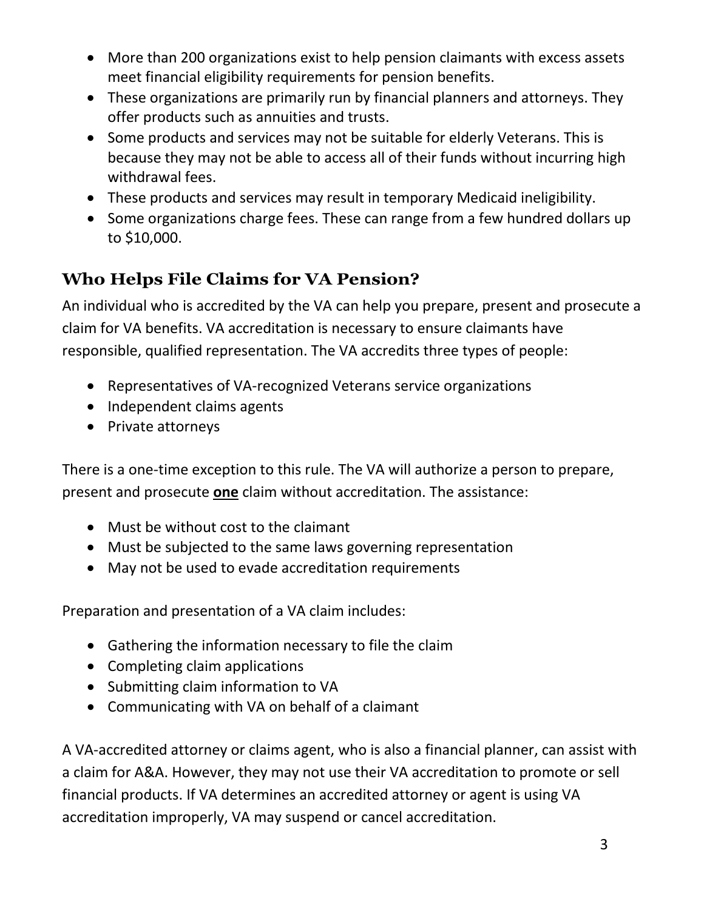- More than 200 organizations exist to help pension claimants with excess assets meet financial eligibility requirements for pension benefits.
- These organizations are primarily run by financial planners and attorneys. They offer products such as annuities and trusts.
- Some products and services may not be suitable for elderly Veterans. This is because they may not be able to access all of their funds without incurring high withdrawal fees.
- These products and services may result in temporary Medicaid ineligibility.
- Some organizations charge fees. These can range from a few hundred dollars up to $10,000.

## Who Helps File Claims for VA Pension?

An individual who is accredited by the VA can help you prepare, present and prosecute a claim for VA benefits. VA accreditation is necessary to ensure claimants have responsible, qualified representation. The VA accredits three types of people:

- Representatives of VA-recognized Veterans service organizations
- Independent claims agents
- Private attorneys

There is a one-time exception to this rule. The VA will authorize a person to prepare, present and prosecute **one** claim without accreditation. The assistance:

- Must be without cost to the claimant
- Must be subjected to the same laws governing representation
- May not be used to evade accreditation requirements

Preparation and presentation of a VA claim includes:

- Gathering the information necessary to file the claim
- Completing claim applications
- Submitting claim information to VA
- Communicating with VA on behalf of a claimant

A VA-accredited attorney or claims agent, who is also a financial planner, can assist with a claim for A&A. However, they may not use their VA accreditation to promote or sell financial products. If VA determines an accredited attorney or agent is using VA accreditation improperly, VA may suspend or cancel accreditation.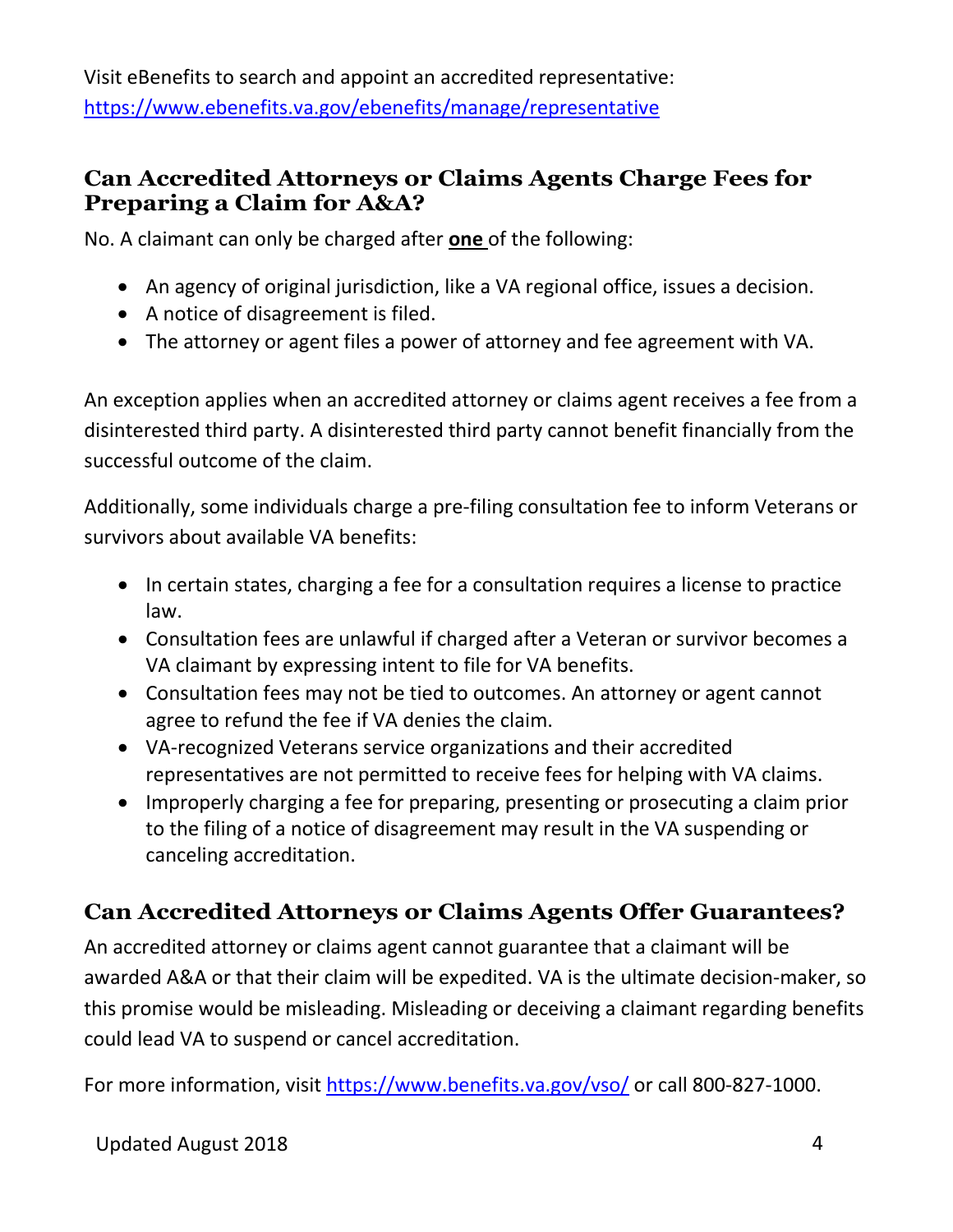Visit eBenefits to search and appoint an accredited representative: https://www.ebenefits.va.gov/ebenefits/manage/representative

## Can Accredited Attorneys or Claims Agents Charge Fees for Preparing a Claim for A&A?

No. A claimant can only be charged after **one** of the following:

- An agency of original jurisdiction, like a VA regional office, issues a decision.
- A notice of disagreement is filed.
- The attorney or agent files a power of attorney and fee agreement with VA.

An exception applies when an accredited attorney or claims agent receives a fee from a disinterested third party. A disinterested third party cannot benefit financially from the successful outcome of the claim.

Additionally, some individuals charge a pre-filing consultation fee to inform Veterans or survivors about available VA benefits:

- In certain states, charging a fee for a consultation requires a license to practice law.
- Consultation fees are unlawful if charged after a Veteran or survivor becomes a VA claimant by expressing intent to file for VA benefits.
- Consultation fees may not be tied to outcomes. An attorney or agent cannot agree to refund the fee if VA denies the claim.
- VA-recognized Veterans service organizations and their accredited representatives are not permitted to receive fees for helping with VA claims.
- Improperly charging a fee for preparing, presenting or prosecuting a claim prior to the filing of a notice of disagreement may result in the VA suspending or canceling accreditation.

## Can Accredited Attorneys or Claims Agents Offer Guarantees?

An accredited attorney or claims agent cannot guarantee that a claimant will be awarded A&A or that their claim will be expedited. VA is the ultimate decision-maker, so this promise would be misleading. Misleading or deceiving a claimant regarding benefits could lead VA to suspend or cancel accreditation.

For more information, visit https://www.benefits.va.gov/vso/ or call 800-827-1000.

Updated August 2018